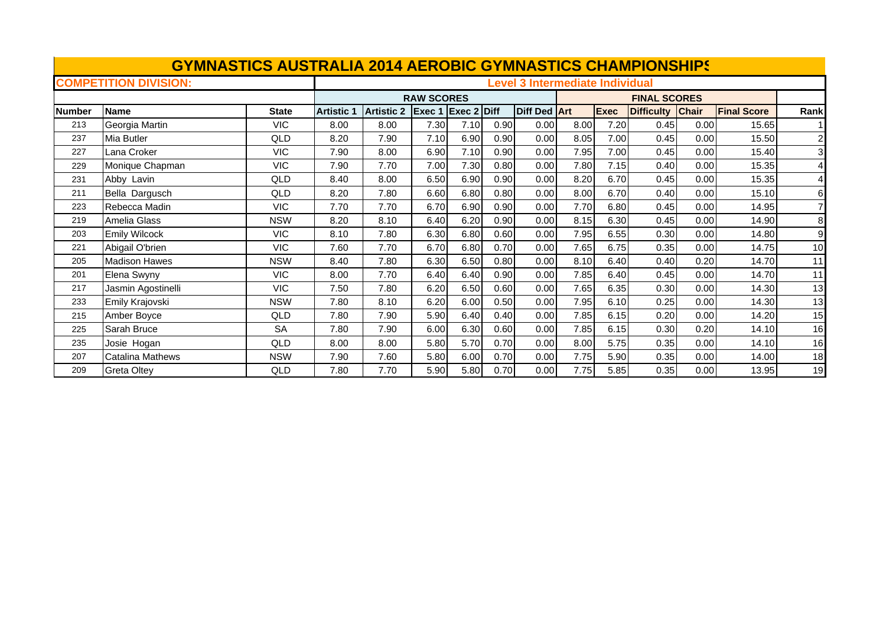# GYMNASTICS AUSTRALIA 2014 AEROBIC GYMNASTICS CHAMPIONSHIPS

**COMPETITION DIVISION:** Level 3 Intermediate Individual

| | | | RAW SCORES | | | | | | FINAL SCORES | | | | | |
|---|---|---|---|---|---|---|---|---|---|---|---|---|---|---|
| **Number** | **Name** | **State** | **Artistic 1** | **Artistic 2** | **Exec 1** | **Exec 2** | **Diff** | **Diff Ded** | **Art** | **Exec** | **Difficulty** | **Chair** | **Final Score** | **Rank** |
| 213 | Georgia Martin | VIC | 8.00 | 8.00 | 7.30 | 7.10 | 0.90 | 0.00 | 8.00 | 7.20 | 0.45 | 0.00 | 15.65 | 1 |
| 237 | Mia Butler | QLD | 8.20 | 7.90 | 7.10 | 6.90 | 0.90 | 0.00 | 8.05 | 7.00 | 0.45 | 0.00 | 15.50 | 2 |
| 227 | Lana Croker | VIC | 7.90 | 8.00 | 6.90 | 7.10 | 0.90 | 0.00 | 7.95 | 7.00 | 0.45 | 0.00 | 15.40 | 3 |
| 229 | Monique Chapman | VIC | 7.90 | 7.70 | 7.00 | 7.30 | 0.80 | 0.00 | 7.80 | 7.15 | 0.40 | 0.00 | 15.35 | 4 |
| 231 | Abby Lavin | QLD | 8.40 | 8.00 | 6.50 | 6.90 | 0.90 | 0.00 | 8.20 | 6.70 | 0.45 | 0.00 | 15.35 | 4 |
| 211 | Bella Dargusch | QLD | 8.20 | 7.80 | 6.60 | 6.80 | 0.80 | 0.00 | 8.00 | 6.70 | 0.40 | 0.00 | 15.10 | 6 |
| 223 | Rebecca Madin | VIC | 7.70 | 7.70 | 6.70 | 6.90 | 0.90 | 0.00 | 7.70 | 6.80 | 0.45 | 0.00 | 14.95 | 7 |
| 219 | Amelia Glass | NSW | 8.20 | 8.10 | 6.40 | 6.20 | 0.90 | 0.00 | 8.15 | 6.30 | 0.45 | 0.00 | 14.90 | 8 |
| 203 | Emily Wilcock | VIC | 8.10 | 7.80 | 6.30 | 6.80 | 0.60 | 0.00 | 7.95 | 6.55 | 0.30 | 0.00 | 14.80 | 9 |
| 221 | Abigail O'brien | VIC | 7.60 | 7.70 | 6.70 | 6.80 | 0.70 | 0.00 | 7.65 | 6.75 | 0.35 | 0.00 | 14.75 | 10 |
| 205 | Madison Hawes | NSW | 8.40 | 7.80 | 6.30 | 6.50 | 0.80 | 0.00 | 8.10 | 6.40 | 0.40 | 0.20 | 14.70 | 11 |
| 201 | Elena Swyny | VIC | 8.00 | 7.70 | 6.40 | 6.40 | 0.90 | 0.00 | 7.85 | 6.40 | 0.45 | 0.00 | 14.70 | 11 |
| 217 | Jasmin Agostinelli | VIC | 7.50 | 7.80 | 6.20 | 6.50 | 0.60 | 0.00 | 7.65 | 6.35 | 0.30 | 0.00 | 14.30 | 13 |
| 233 | Emily Krajovski | NSW | 7.80 | 8.10 | 6.20 | 6.00 | 0.50 | 0.00 | 7.95 | 6.10 | 0.25 | 0.00 | 14.30 | 13 |
| 215 | Amber Boyce | QLD | 7.80 | 7.90 | 5.90 | 6.40 | 0.40 | 0.00 | 7.85 | 6.15 | 0.20 | 0.00 | 14.20 | 15 |
| 225 | Sarah Bruce | SA | 7.80 | 7.90 | 6.00 | 6.30 | 0.60 | 0.00 | 7.85 | 6.15 | 0.30 | 0.20 | 14.10 | 16 |
| 235 | Josie Hogan | QLD | 8.00 | 8.00 | 5.80 | 5.70 | 0.70 | 0.00 | 8.00 | 5.75 | 0.35 | 0.00 | 14.10 | 16 |
| 207 | Catalina Mathews | NSW | 7.90 | 7.60 | 5.80 | 6.00 | 0.70 | 0.00 | 7.75 | 5.90 | 0.35 | 0.00 | 14.00 | 18 |
| 209 | Greta Oltey | QLD | 7.80 | 7.70 | 5.90 | 5.80 | 0.70 | 0.00 | 7.75 | 5.85 | 0.35 | 0.00 | 13.95 | 19 |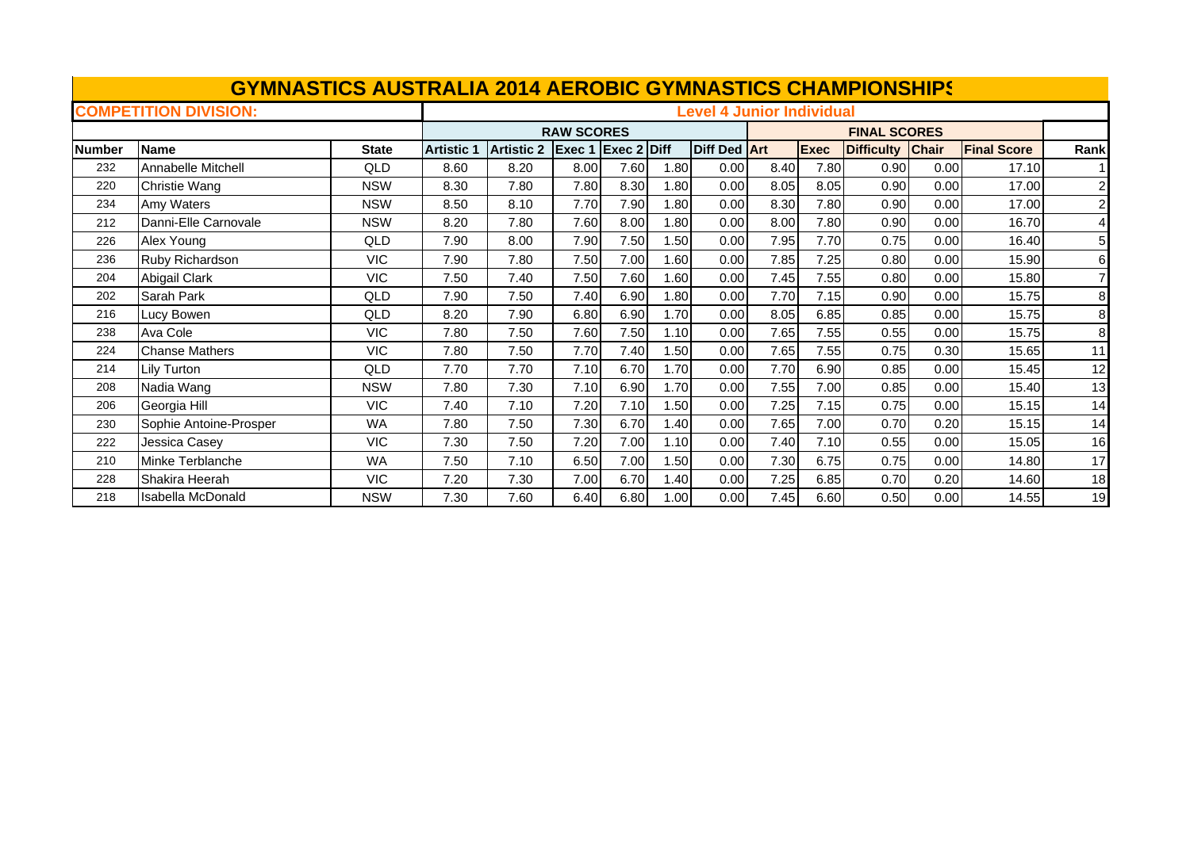# GYMNASTICS AUSTRALIA 2014 AEROBIC GYMNASTICS CHAMPIONSHIPS

**COMPETITION DIVISION:** **Level 4 Junior Individual**

| | | | RAW SCORES | | | | | | FINAL SCORES | | | | | |
|---|---|---|---|---|---|---|---|---|---|---|---|---|---|---|
| **Number** | **Name** | **State** | **Artistic 1** | **Artistic 2** | **Exec 1** | **Exec 2** | **Diff** | **Diff Ded** | **Art** | **Exec** | **Difficulty** | **Chair** | **Final Score** | **Rank** |
| 232 | Annabelle Mitchell | QLD | 8.60 | 8.20 | 8.00 | 7.60 | 1.80 | 0.00 | 8.40 | 7.80 | 0.90 | 0.00 | 17.10 | 1 |
| 220 | Christie Wang | NSW | 8.30 | 7.80 | 7.80 | 8.30 | 1.80 | 0.00 | 8.05 | 8.05 | 0.90 | 0.00 | 17.00 | 2 |
| 234 | Amy Waters | NSW | 8.50 | 8.10 | 7.70 | 7.90 | 1.80 | 0.00 | 8.30 | 7.80 | 0.90 | 0.00 | 17.00 | 2 |
| 212 | Danni-Elle Carnovale | NSW | 8.20 | 7.80 | 7.60 | 8.00 | 1.80 | 0.00 | 8.00 | 7.80 | 0.90 | 0.00 | 16.70 | 4 |
| 226 | Alex Young | QLD | 7.90 | 8.00 | 7.90 | 7.50 | 1.50 | 0.00 | 7.95 | 7.70 | 0.75 | 0.00 | 16.40 | 5 |
| 236 | Ruby Richardson | VIC | 7.90 | 7.80 | 7.50 | 7.00 | 1.60 | 0.00 | 7.85 | 7.25 | 0.80 | 0.00 | 15.90 | 6 |
| 204 | Abigail Clark | VIC | 7.50 | 7.40 | 7.50 | 7.60 | 1.60 | 0.00 | 7.45 | 7.55 | 0.80 | 0.00 | 15.80 | 7 |
| 202 | Sarah Park | QLD | 7.90 | 7.50 | 7.40 | 6.90 | 1.80 | 0.00 | 7.70 | 7.15 | 0.90 | 0.00 | 15.75 | 8 |
| 216 | Lucy Bowen | QLD | 8.20 | 7.90 | 6.80 | 6.90 | 1.70 | 0.00 | 8.05 | 6.85 | 0.85 | 0.00 | 15.75 | 8 |
| 238 | Ava Cole | VIC | 7.80 | 7.50 | 7.60 | 7.50 | 1.10 | 0.00 | 7.65 | 7.55 | 0.55 | 0.00 | 15.75 | 8 |
| 224 | Chanse Mathers | VIC | 7.80 | 7.50 | 7.70 | 7.40 | 1.50 | 0.00 | 7.65 | 7.55 | 0.75 | 0.30 | 15.65 | 11 |
| 214 | Lily Turton | QLD | 7.70 | 7.70 | 7.10 | 6.70 | 1.70 | 0.00 | 7.70 | 6.90 | 0.85 | 0.00 | 15.45 | 12 |
| 208 | Nadia Wang | NSW | 7.80 | 7.30 | 7.10 | 6.90 | 1.70 | 0.00 | 7.55 | 7.00 | 0.85 | 0.00 | 15.40 | 13 |
| 206 | Georgia Hill | VIC | 7.40 | 7.10 | 7.20 | 7.10 | 1.50 | 0.00 | 7.25 | 7.15 | 0.75 | 0.00 | 15.15 | 14 |
| 230 | Sophie Antoine-Prosper | WA | 7.80 | 7.50 | 7.30 | 6.70 | 1.40 | 0.00 | 7.65 | 7.00 | 0.70 | 0.20 | 15.15 | 14 |
| 222 | Jessica Casey | VIC | 7.30 | 7.50 | 7.20 | 7.00 | 1.10 | 0.00 | 7.40 | 7.10 | 0.55 | 0.00 | 15.05 | 16 |
| 210 | Minke Terblanche | WA | 7.50 | 7.10 | 6.50 | 7.00 | 1.50 | 0.00 | 7.30 | 6.75 | 0.75 | 0.00 | 14.80 | 17 |
| 228 | Shakira Heerah | VIC | 7.20 | 7.30 | 7.00 | 6.70 | 1.40 | 0.00 | 7.25 | 6.85 | 0.70 | 0.20 | 14.60 | 18 |
| 218 | Isabella McDonald | NSW | 7.30 | 7.60 | 6.40 | 6.80 | 1.00 | 0.00 | 7.45 | 6.60 | 0.50 | 0.00 | 14.55 | 19 |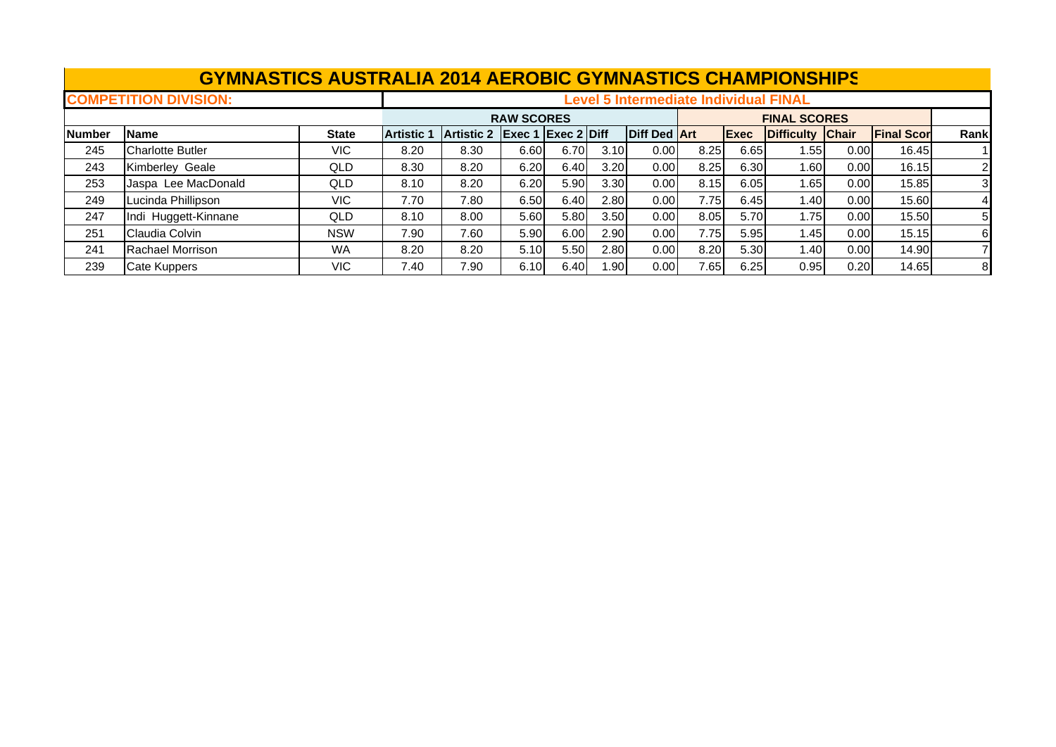# GYMNASTICS AUSTRALIA 2014 AEROBIC GYMNASTICS CHAMPIONSHIPS

**COMPETITION DIVISION:** Level 5 Intermediate Individual FINAL

| | | | RAW SCORES | | | | | | FINAL SCORES | | | | | |
|---|---|---|---|---|---|---|---|---|---|---|---|---|---|---|
| **Number** | **Name** | **State** | **Artistic 1** | **Artistic 2** | **Exec 1** | **Exec 2** | **Diff** | **Diff Ded** | **Art** | **Exec** | **Difficulty** | **Chair** | **Final Scor** | **Rank** |
| 245 | Charlotte Butler | VIC | 8.20 | 8.30 | 6.60 | 6.70 | 3.10 | 0.00 | 8.25 | 6.65 | 1.55 | 0.00 | 16.45 | 1 |
| 243 | Kimberley Geale | QLD | 8.30 | 8.20 | 6.20 | 6.40 | 3.20 | 0.00 | 8.25 | 6.30 | 1.60 | 0.00 | 16.15 | 2 |
| 253 | Jaspa Lee MacDonald | QLD | 8.10 | 8.20 | 6.20 | 5.90 | 3.30 | 0.00 | 8.15 | 6.05 | 1.65 | 0.00 | 15.85 | 3 |
| 249 | Lucinda Phillipson | VIC | 7.70 | 7.80 | 6.50 | 6.40 | 2.80 | 0.00 | 7.75 | 6.45 | 1.40 | 0.00 | 15.60 | 4 |
| 247 | Indi Huggett-Kinnane | QLD | 8.10 | 8.00 | 5.60 | 5.80 | 3.50 | 0.00 | 8.05 | 5.70 | 1.75 | 0.00 | 15.50 | 5 |
| 251 | Claudia Colvin | NSW | 7.90 | 7.60 | 5.90 | 6.00 | 2.90 | 0.00 | 7.75 | 5.95 | 1.45 | 0.00 | 15.15 | 6 |
| 241 | Rachael Morrison | WA | 8.20 | 8.20 | 5.10 | 5.50 | 2.80 | 0.00 | 8.20 | 5.30 | 1.40 | 0.00 | 14.90 | 7 |
| 239 | Cate Kuppers | VIC | 7.40 | 7.90 | 6.10 | 6.40 | 1.90 | 0.00 | 7.65 | 6.25 | 0.95 | 0.20 | 14.65 | 8 |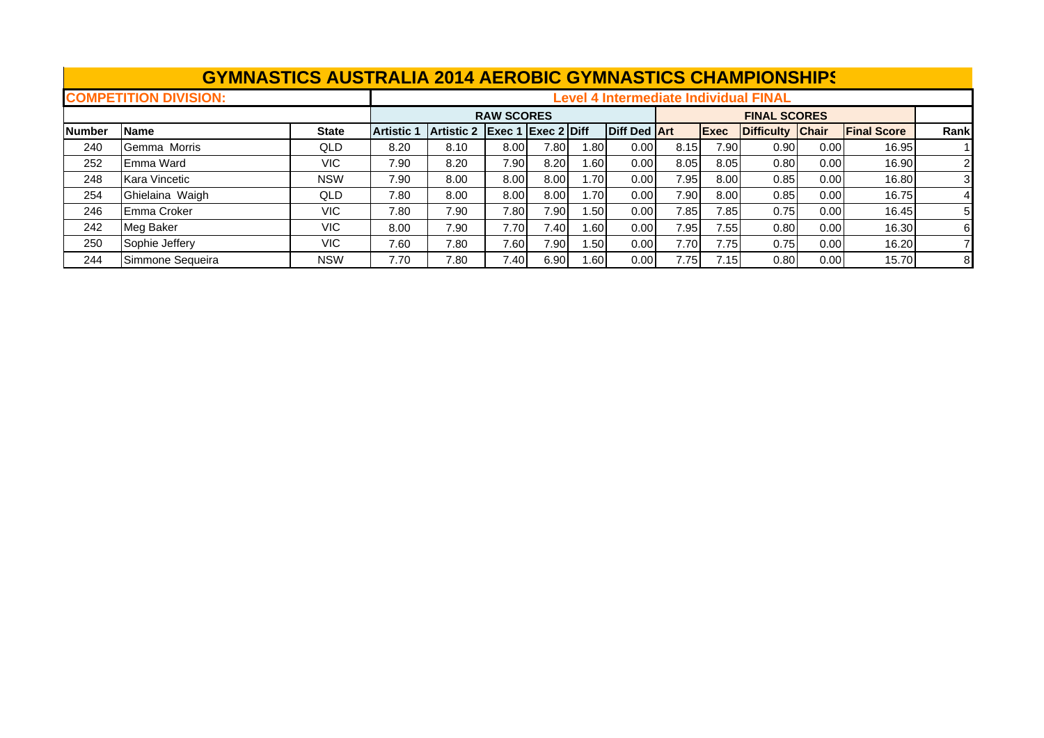# GYMNASTICS AUSTRALIA 2014 AEROBIC GYMNASTICS CHAMPIONSHIPS

| COMPETITION DIVISION: | | | Level 4 Intermediate Individual FINAL | | | | | | | | | | | | |
|---|---|---|---|---|---|---|---|---|---|---|---|---|---|---|
| | | | RAW SCORES | | | | | | FINAL SCORES | | | | | | |
| Number | Name | State | Artistic 1 | Artistic 2 | Exec 1 | Exec 2 | Diff | Diff Ded | Art | Exec | Difficulty | Chair | Final Score | Rank |
| 240 | Gemma Morris | QLD | 8.20 | 8.10 | 8.00 | 7.80 | 1.80 | 0.00 | 8.15 | 7.90 | 0.90 | 0.00 | 16.95 | 1 |
| 252 | Emma Ward | VIC | 7.90 | 8.20 | 7.90 | 8.20 | 1.60 | 0.00 | 8.05 | 8.05 | 0.80 | 0.00 | 16.90 | 2 |
| 248 | Kara Vincetic | NSW | 7.90 | 8.00 | 8.00 | 8.00 | 1.70 | 0.00 | 7.95 | 8.00 | 0.85 | 0.00 | 16.80 | 3 |
| 254 | Ghielaina Waigh | QLD | 7.80 | 8.00 | 8.00 | 8.00 | 1.70 | 0.00 | 7.90 | 8.00 | 0.85 | 0.00 | 16.75 | 4 |
| 246 | Emma Croker | VIC | 7.80 | 7.90 | 7.80 | 7.90 | 1.50 | 0.00 | 7.85 | 7.85 | 0.75 | 0.00 | 16.45 | 5 |
| 242 | Meg Baker | VIC | 8.00 | 7.90 | 7.70 | 7.40 | 1.60 | 0.00 | 7.95 | 7.55 | 0.80 | 0.00 | 16.30 | 6 |
| 250 | Sophie Jeffery | VIC | 7.60 | 7.80 | 7.60 | 7.90 | 1.50 | 0.00 | 7.70 | 7.75 | 0.75 | 0.00 | 16.20 | 7 |
| 244 | Simmone Sequeira | NSW | 7.70 | 7.80 | 7.40 | 6.90 | 1.60 | 0.00 | 7.75 | 7.15 | 0.80 | 0.00 | 15.70 | 8 |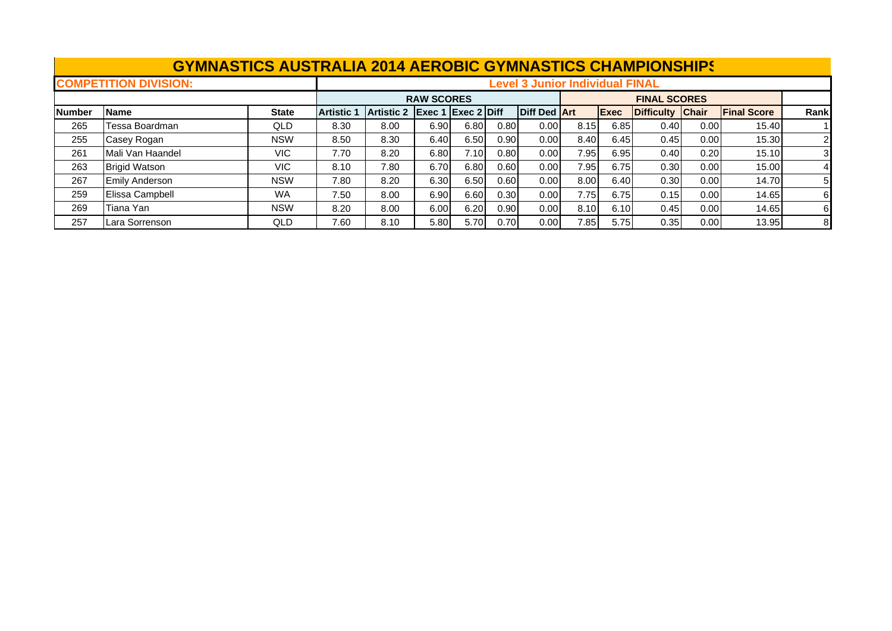# GYMNASTICS AUSTRALIA 2014 AEROBIC GYMNASTICS CHAMPIONSHIPS

**COMPETITION DIVISION:** **Level 3 Junior Individual FINAL**

| | | | RAW SCORES | | | | | | FINAL SCORES | | | | | |
|---|---|---|---|---|---|---|---|---|---|---|---|---|---|---|
| **Number** | **Name** | **State** | **Artistic 1** | **Artistic 2** | **Exec 1** | **Exec 2** | **Diff** | **Diff Ded** | **Art** | **Exec** | **Difficulty** | **Chair** | **Final Score** | **Rank** |
| 265 | Tessa Boardman | QLD | 8.30 | 8.00 | 6.90 | 6.80 | 0.80 | 0.00 | 8.15 | 6.85 | 0.40 | 0.00 | 15.40 | 1 |
| 255 | Casey Rogan | NSW | 8.50 | 8.30 | 6.40 | 6.50 | 0.90 | 0.00 | 8.40 | 6.45 | 0.45 | 0.00 | 15.30 | 2 |
| 261 | Mali Van Haandel | VIC | 7.70 | 8.20 | 6.80 | 7.10 | 0.80 | 0.00 | 7.95 | 6.95 | 0.40 | 0.20 | 15.10 | 3 |
| 263 | Brigid Watson | VIC | 8.10 | 7.80 | 6.70 | 6.80 | 0.60 | 0.00 | 7.95 | 6.75 | 0.30 | 0.00 | 15.00 | 4 |
| 267 | Emily Anderson | NSW | 7.80 | 8.20 | 6.30 | 6.50 | 0.60 | 0.00 | 8.00 | 6.40 | 0.30 | 0.00 | 14.70 | 5 |
| 259 | Elissa Campbell | WA | 7.50 | 8.00 | 6.90 | 6.60 | 0.30 | 0.00 | 7.75 | 6.75 | 0.15 | 0.00 | 14.65 | 6 |
| 269 | Tiana Yan | NSW | 8.20 | 8.00 | 6.00 | 6.20 | 0.90 | 0.00 | 8.10 | 6.10 | 0.45 | 0.00 | 14.65 | 6 |
| 257 | Lara Sorrenson | QLD | 7.60 | 8.10 | 5.80 | 5.70 | 0.70 | 0.00 | 7.85 | 5.75 | 0.35 | 0.00 | 13.95 | 8 |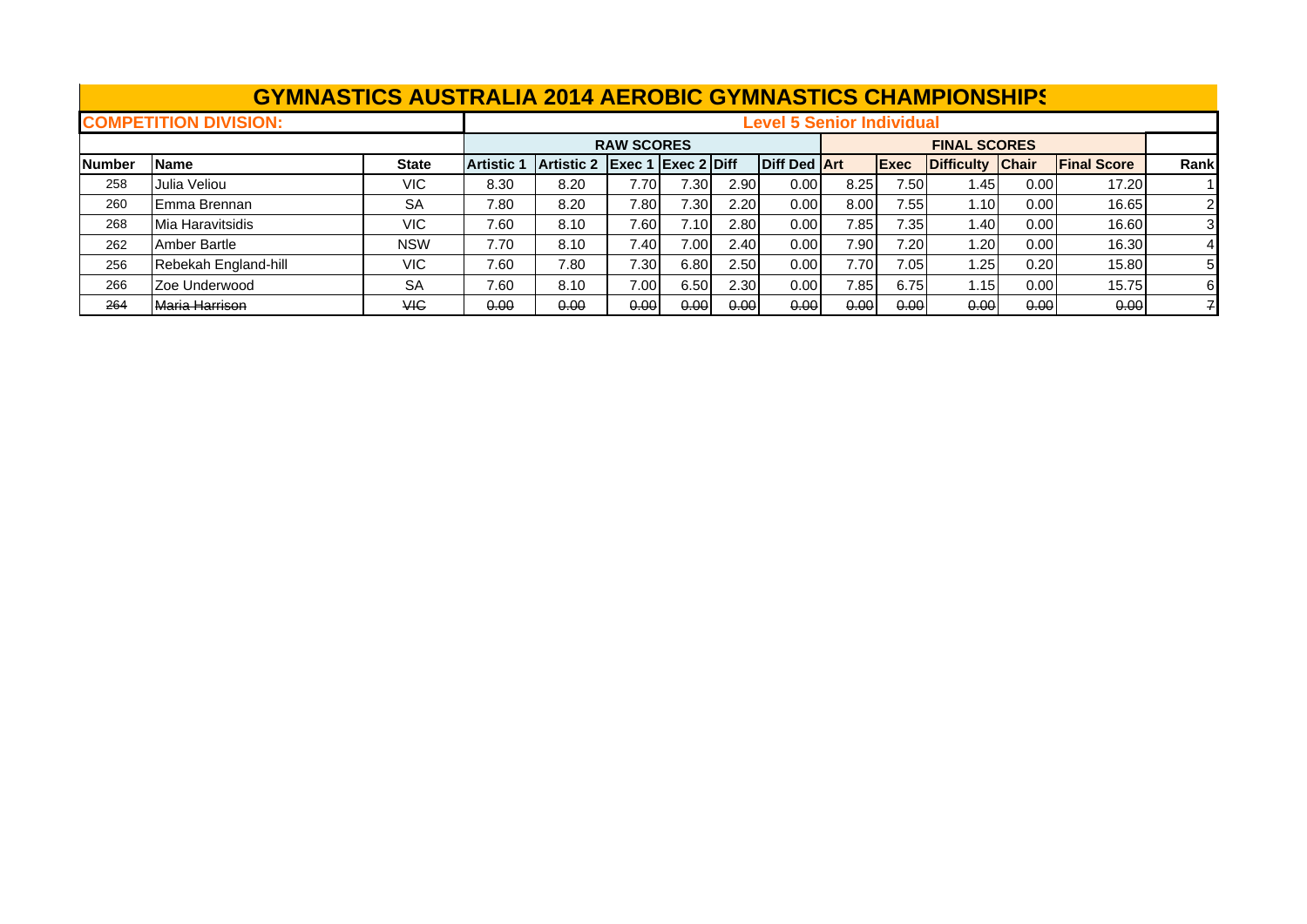# GYMNASTICS AUSTRALIA 2014 AEROBIC GYMNASTICS CHAMPIONSHIPS

**COMPETITION DIVISION:** **Level 5 Senior Individual**

| | | | RAW SCORES | | | | | | FINAL SCORES | | | | | |
|---|---|---|---|---|---|---|---|---|---|---|---|---|---|---|
| **Number** | **Name** | **State** | **Artistic 1** | **Artistic 2** | **Exec 1** | **Exec 2** | **Diff** | **Diff Ded** | **Art** | **Exec** | **Difficulty** | **Chair** | **Final Score** | **Rank** |
| 258 | Julia Veliou | VIC | 8.30 | 8.20 | 7.70 | 7.30 | 2.90 | 0.00 | 8.25 | 7.50 | 1.45 | 0.00 | 17.20 | 1 |
| 260 | Emma Brennan | SA | 7.80 | 8.20 | 7.80 | 7.30 | 2.20 | 0.00 | 8.00 | 7.55 | 1.10 | 0.00 | 16.65 | 2 |
| 268 | Mia Haravitsidis | VIC | 7.60 | 8.10 | 7.60 | 7.10 | 2.80 | 0.00 | 7.85 | 7.35 | 1.40 | 0.00 | 16.60 | 3 |
| 262 | Amber Bartle | NSW | 7.70 | 8.10 | 7.40 | 7.00 | 2.40 | 0.00 | 7.90 | 7.20 | 1.20 | 0.00 | 16.30 | 4 |
| 256 | Rebekah England-hill | VIC | 7.60 | 7.80 | 7.30 | 6.80 | 2.50 | 0.00 | 7.70 | 7.05 | 1.25 | 0.20 | 15.80 | 5 |
| 266 | Zoe Underwood | SA | 7.60 | 8.10 | 7.00 | 6.50 | 2.30 | 0.00 | 7.85 | 6.75 | 1.15 | 0.00 | 15.75 | 6 |
| ~~264~~ | ~~Maria Harrison~~ | ~~VIC~~ | ~~0.00~~ | ~~0.00~~ | ~~0.00~~ | ~~0.00~~ | ~~0.00~~ | ~~0.00~~ | ~~0.00~~ | ~~0.00~~ | ~~0.00~~ | ~~0.00~~ | ~~0.00~~ | ~~7~~ |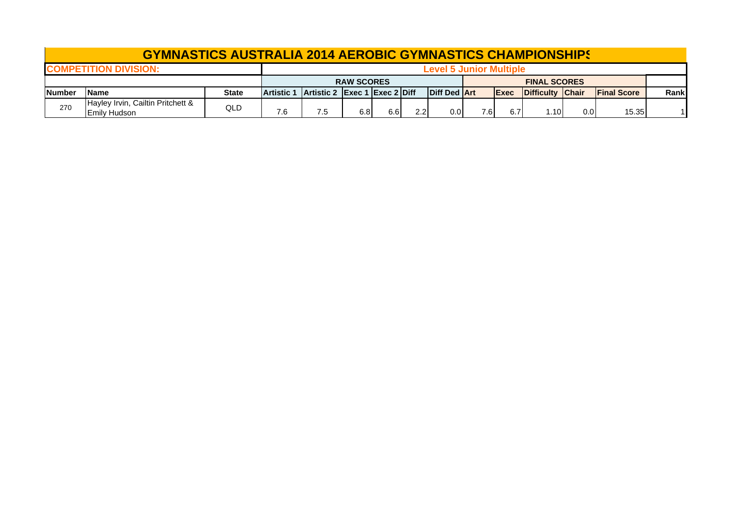# GYMNASTICS AUSTRALIA 2014 AEROBIC GYMNASTICS CHAMPIONSHIPS

**COMPETITION DIVISION:** **Level 5 Junior Multiple**

| | | | RAW SCORES | | | | | | FINAL SCORES | | | | | |
|---|---|---|---|---|---|---|---|---|---|---|---|---|---|---|
| **Number** | **Name** | **State** | **Artistic 1** | **Artistic 2** | **Exec 1** | **Exec 2** | **Diff** | **Diff Ded** | **Art** | **Exec** | **Difficulty** | **Chair** | **Final Score** | **Rank** |
| 270 | Hayley Irvin, Cailtin Pritchett & Emily Hudson | QLD | 7.6 | 7.5 | 6.8 | 6.6 | 2.2 | 0.0 | 7.6 | 6.7 | 1.10 | 0.0 | 15.35 | 1 |